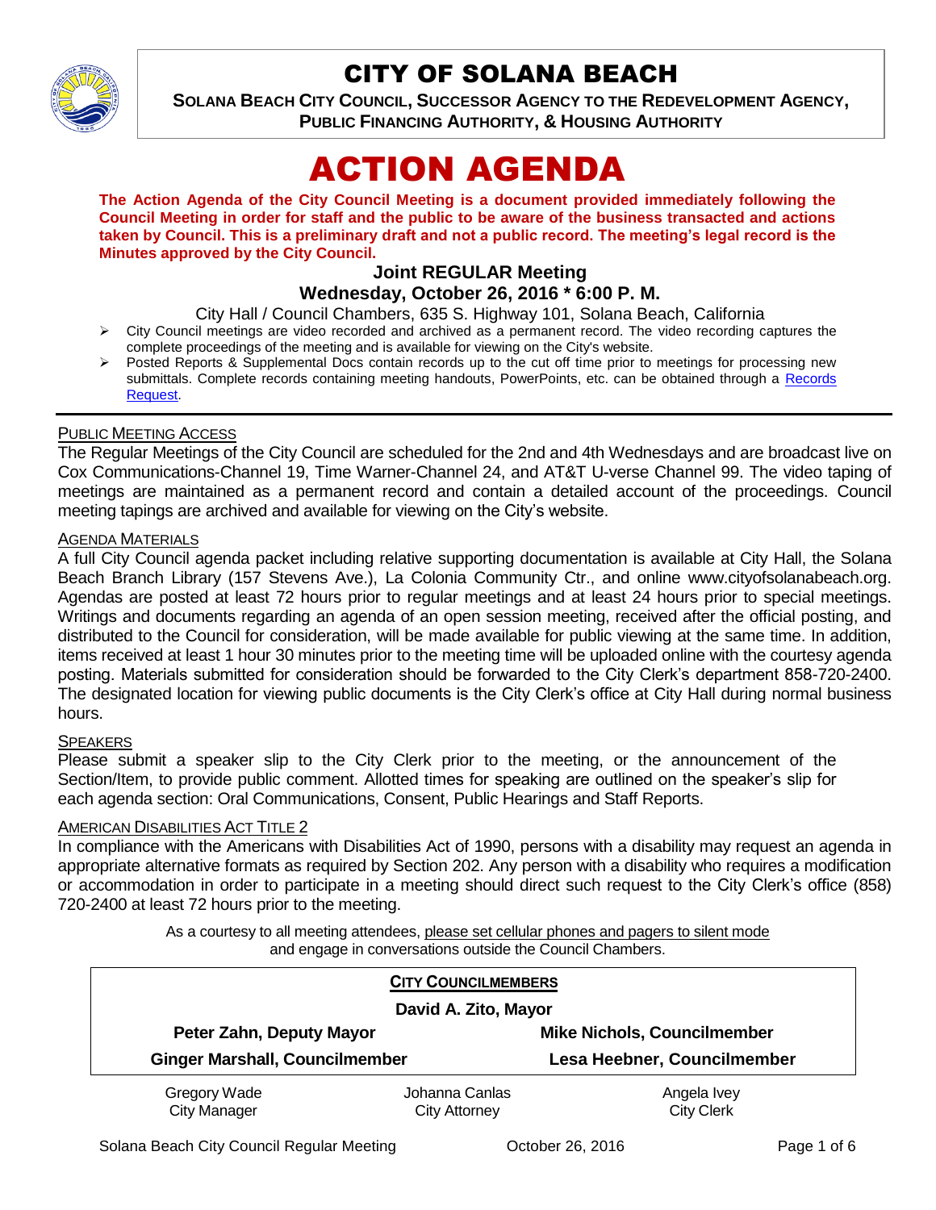# CITY OF SOLANA BEACH

**SOLANA BEACH CITY COUNCIL, SUCCESSOR AGENCY TO THE REDEVELOPMENT AGENCY, PUBLIC FINANCING AUTHORITY, & HOUSING AUTHORITY**

# ACTION AGENDA

**The Action Agenda of the City Council Meeting is a document provided immediately following the Council Meeting in order for staff and the public to be aware of the business transacted and actions taken by Council. This is a preliminary draft and not a public record. The meeting's legal record is the Minutes approved by the City Council.**

### Joint REGULAR Meeting
### Wednesday, October 26, 2016 * 6:00 P. M.

City Hall / Council Chambers, 635 S. Highway 101, Solana Beach, California

- City Council meetings are video recorded and archived as a permanent record. The video recording captures the complete proceedings of the meeting and is available for viewing on the City's website.
- Posted Reports & Supplemental Docs contain records up to the cut off time prior to meetings for processing new submittals. Complete records containing meeting handouts, PowerPoints, etc. can be obtained through a Records Request.

PUBLIC MEETING ACCESS

The Regular Meetings of the City Council are scheduled for the 2nd and 4th Wednesdays and are broadcast live on Cox Communications-Channel 19, Time Warner-Channel 24, and AT&T U-verse Channel 99. The video taping of meetings are maintained as a permanent record and contain a detailed account of the proceedings. Council meeting tapings are archived and available for viewing on the City's website.

AGENDA MATERIALS

A full City Council agenda packet including relative supporting documentation is available at City Hall, the Solana Beach Branch Library (157 Stevens Ave.), La Colonia Community Ctr., and online www.cityofsolanabeach.org. Agendas are posted at least 72 hours prior to regular meetings and at least 24 hours prior to special meetings. Writings and documents regarding an agenda of an open session meeting, received after the official posting, and distributed to the Council for consideration, will be made available for public viewing at the same time. In addition, items received at least 1 hour 30 minutes prior to the meeting time will be uploaded online with the courtesy agenda posting. Materials submitted for consideration should be forwarded to the City Clerk's department 858-720-2400. The designated location for viewing public documents is the City Clerk's office at City Hall during normal business hours.

SPEAKERS

Please submit a speaker slip to the City Clerk prior to the meeting, or the announcement of the Section/Item, to provide public comment. Allotted times for speaking are outlined on the speaker's slip for each agenda section: Oral Communications, Consent, Public Hearings and Staff Reports.

AMERICAN DISABILITIES ACT TITLE 2

In compliance with the Americans with Disabilities Act of 1990, persons with a disability may request an agenda in appropriate alternative formats as required by Section 202. Any person with a disability who requires a modification or accommodation in order to participate in a meeting should direct such request to the City Clerk's office (858) 720-2400 at least 72 hours prior to the meeting.

As a courtesy to all meeting attendees, please set cellular phones and pagers to silent mode and engage in conversations outside the Council Chambers.

**CITY COUNCILMEMBERS**

**David A. Zito, Mayor**

**Peter Zahn, Deputy Mayor** | **Mike Nichols, Councilmember**

**Ginger Marshall, Councilmember** | **Lesa Heebner, Councilmember**

| Gregory Wade | Johanna Canlas | Angela Ivey |
|---|---|---|
| City Manager | City Attorney | City Clerk |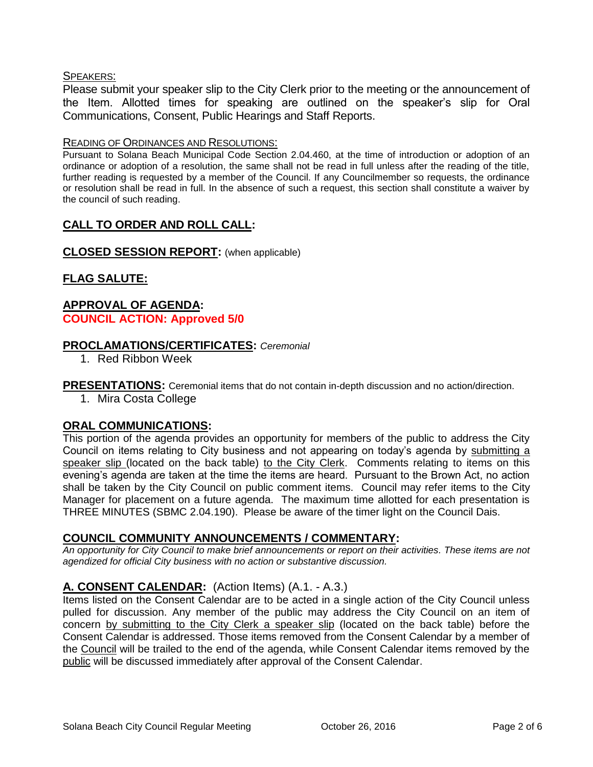SPEAKERS:

Please submit your speaker slip to the City Clerk prior to the meeting or the announcement of the Item. Allotted times for speaking are outlined on the speaker's slip for Oral Communications, Consent, Public Hearings and Staff Reports.

READING OF ORDINANCES AND RESOLUTIONS:

Pursuant to Solana Beach Municipal Code Section 2.04.460, at the time of introduction or adoption of an ordinance or adoption of a resolution, the same shall not be read in full unless after the reading of the title, further reading is requested by a member of the Council. If any Councilmember so requests, the ordinance or resolution shall be read in full. In the absence of such a request, this section shall constitute a waiver by the council of such reading.

## CALL TO ORDER AND ROLL CALL:

## CLOSED SESSION REPORT: (when applicable)

## FLAG SALUTE:

## APPROVAL OF AGENDA:

**COUNCIL ACTION: Approved 5/0**

## PROCLAMATIONS/CERTIFICATES: *Ceremonial*

1. Red Ribbon Week

## PRESENTATIONS: Ceremonial items that do not contain in-depth discussion and no action/direction.

1. Mira Costa College

## ORAL COMMUNICATIONS:

This portion of the agenda provides an opportunity for members of the public to address the City Council on items relating to City business and not appearing on today's agenda by submitting a speaker slip (located on the back table) to the City Clerk. Comments relating to items on this evening's agenda are taken at the time the items are heard. Pursuant to the Brown Act, no action shall be taken by the City Council on public comment items. Council may refer items to the City Manager for placement on a future agenda. The maximum time allotted for each presentation is THREE MINUTES (SBMC 2.04.190). Please be aware of the timer light on the Council Dais.

## COUNCIL COMMUNITY ANNOUNCEMENTS / COMMENTARY:

*An opportunity for City Council to make brief announcements or report on their activities. These items are not agendized for official City business with no action or substantive discussion.*

## A. CONSENT CALENDAR: (Action Items) (A.1. - A.3.)

Items listed on the Consent Calendar are to be acted in a single action of the City Council unless pulled for discussion. Any member of the public may address the City Council on an item of concern by submitting to the City Clerk a speaker slip (located on the back table) before the Consent Calendar is addressed. Those items removed from the Consent Calendar by a member of the Council will be trailed to the end of the agenda, while Consent Calendar items removed by the public will be discussed immediately after approval of the Consent Calendar.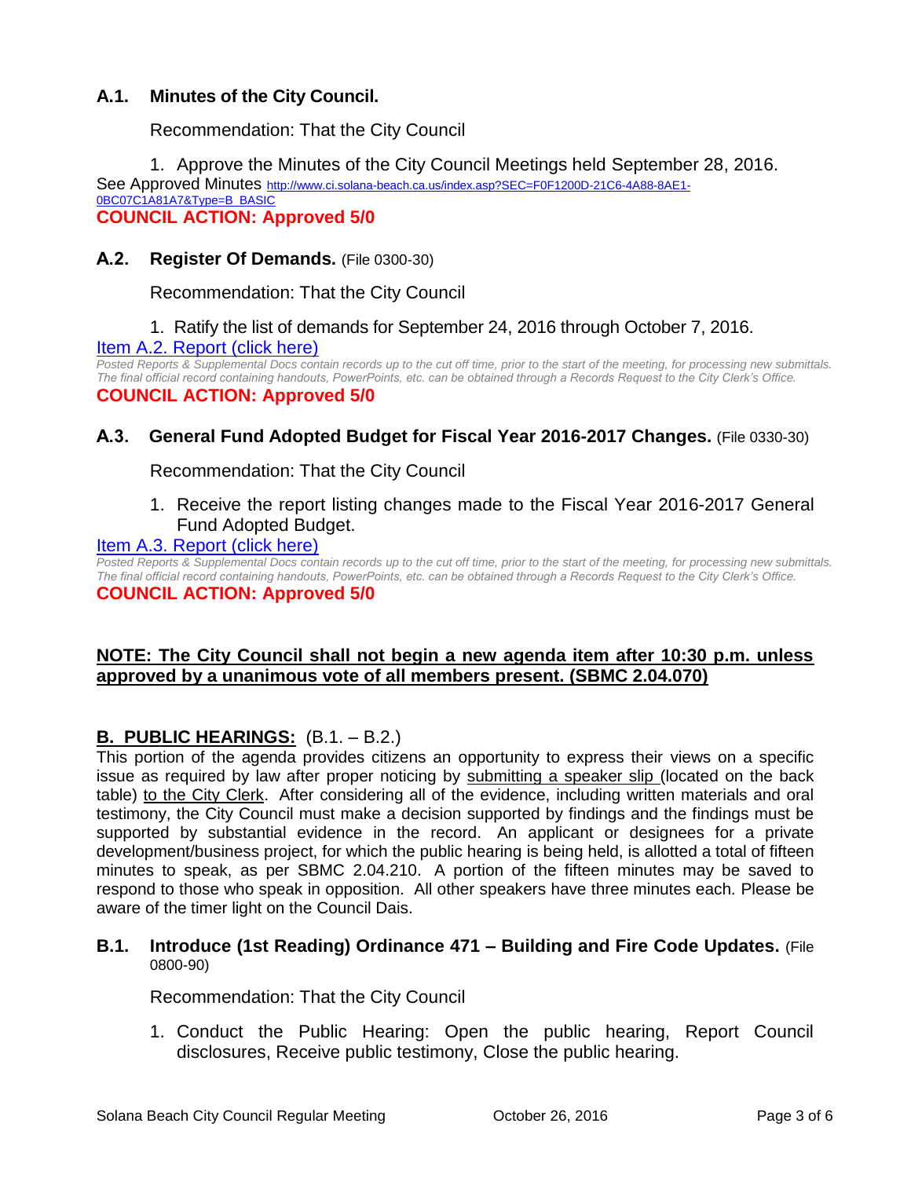### A.1. Minutes of the City Council.

Recommendation: That the City Council

1. Approve the Minutes of the City Council Meetings held September 28, 2016.

See Approved Minutes [http://www.ci.solana-beach.ca.us/index.asp?SEC=F0F1200D-21C6-4A88-8AE1-0BC07C1A81A7&Type=B_BASIC](http://www.ci.solana-beach.ca.us/index.asp?SEC=F0F1200D-21C6-4A88-8AE1-0BC07C1A81A7&Type=B_BASIC)

**COUNCIL ACTION: Approved 5/0**

### A.2. Register Of Demands. (File 0300-30)

Recommendation: That the City Council

1. Ratify the list of demands for September 24, 2016 through October 7, 2016.

Item A.2. Report (click here)

*Posted Reports & Supplemental Docs contain records up to the cut off time, prior to the start of the meeting, for processing new submittals. The final official record containing handouts, PowerPoints, etc. can be obtained through a Records Request to the City Clerk's Office.*

**COUNCIL ACTION: Approved 5/0**

### A.3. General Fund Adopted Budget for Fiscal Year 2016-2017 Changes. (File 0330-30)

Recommendation: That the City Council

1. Receive the report listing changes made to the Fiscal Year 2016-2017 General Fund Adopted Budget.

Item A.3. Report (click here)

*Posted Reports & Supplemental Docs contain records up to the cut off time, prior to the start of the meeting, for processing new submittals. The final official record containing handouts, PowerPoints, etc. can be obtained through a Records Request to the City Clerk's Office.*

**COUNCIL ACTION: Approved 5/0**

**NOTE: The City Council shall not begin a new agenda item after 10:30 p.m. unless approved by a unanimous vote of all members present. (SBMC 2.04.070)**

## B. PUBLIC HEARINGS: (B.1. – B.2.)

This portion of the agenda provides citizens an opportunity to express their views on a specific issue as required by law after proper noticing by submitting a speaker slip (located on the back table) to the City Clerk. After considering all of the evidence, including written materials and oral testimony, the City Council must make a decision supported by findings and the findings must be supported by substantial evidence in the record. An applicant or designees for a private development/business project, for which the public hearing is being held, is allotted a total of fifteen minutes to speak, as per SBMC 2.04.210. A portion of the fifteen minutes may be saved to respond to those who speak in opposition. All other speakers have three minutes each. Please be aware of the timer light on the Council Dais.

### B.1. Introduce (1st Reading) Ordinance 471 – Building and Fire Code Updates. (File 0800-90)

Recommendation: That the City Council

1. Conduct the Public Hearing: Open the public hearing, Report Council disclosures, Receive public testimony, Close the public hearing.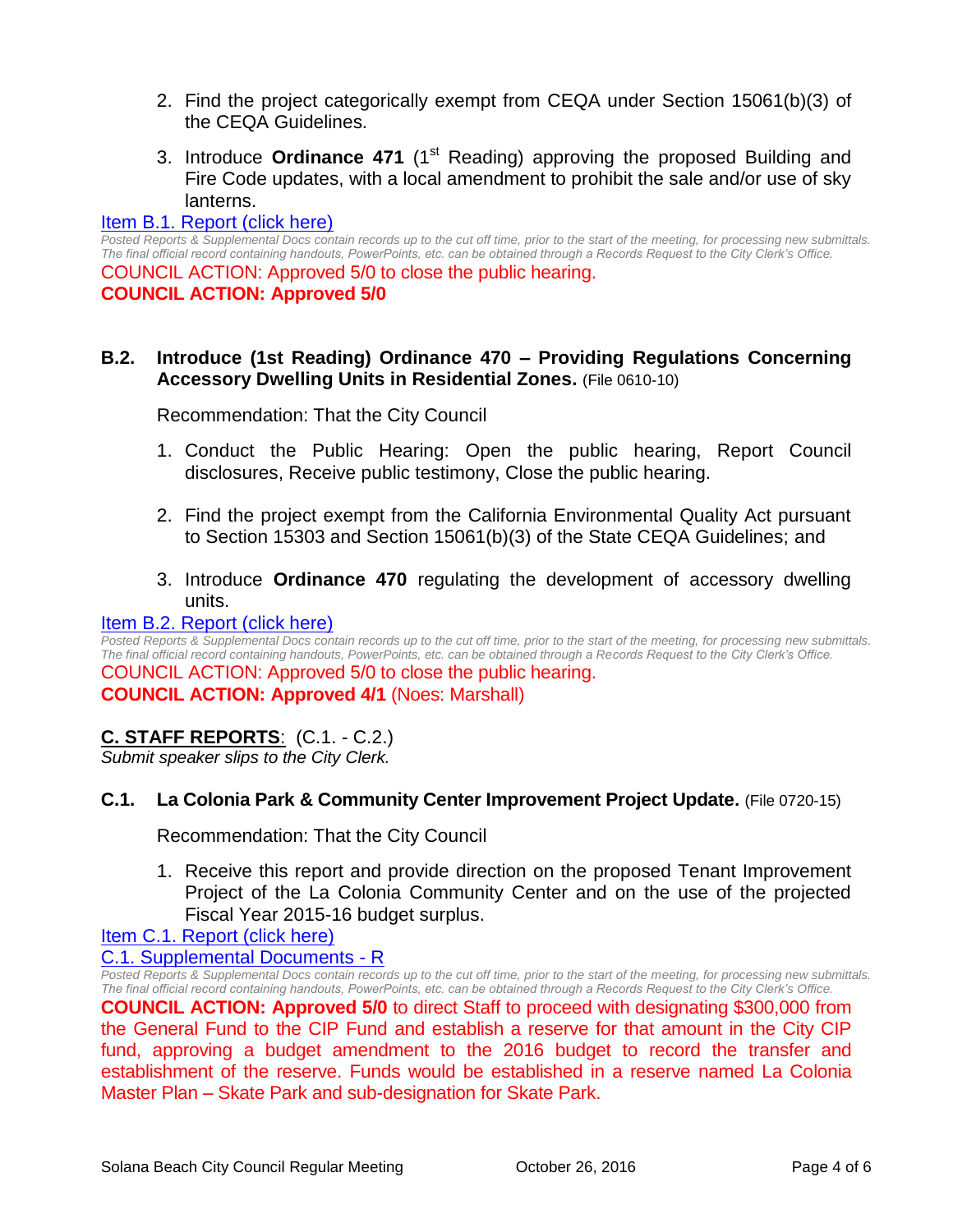2. Find the project categorically exempt from CEQA under Section 15061(b)(3) of the CEQA Guidelines.
3. Introduce **Ordinance 471** (1st Reading) approving the proposed Building and Fire Code updates, with a local amendment to prohibit the sale and/or use of sky lanterns.

[Item B.1. Report (click here)](#)

*Posted Reports & Supplemental Docs contain records up to the cut off time, prior to the start of the meeting, for processing new submittals. The final official record containing handouts, PowerPoints, etc. can be obtained through a Records Request to the City Clerk's Office.*

COUNCIL ACTION: Approved 5/0 to close the public hearing.

**COUNCIL ACTION: Approved 5/0**

### B.2. Introduce (1st Reading) Ordinance 470 – Providing Regulations Concerning Accessory Dwelling Units in Residential Zones. (File 0610-10)

Recommendation: That the City Council

1. Conduct the Public Hearing: Open the public hearing, Report Council disclosures, Receive public testimony, Close the public hearing.
2. Find the project exempt from the California Environmental Quality Act pursuant to Section 15303 and Section 15061(b)(3) of the State CEQA Guidelines; and
3. Introduce **Ordinance 470** regulating the development of accessory dwelling units.

[Item B.2. Report (click here)](#)

*Posted Reports & Supplemental Docs contain records up to the cut off time, prior to the start of the meeting, for processing new submittals. The final official record containing handouts, PowerPoints, etc. can be obtained through a Records Request to the City Clerk's Office.*

COUNCIL ACTION: Approved 5/0 to close the public hearing.

**COUNCIL ACTION: Approved 4/1** (Noes: Marshall)

## C. STAFF REPORTS: (C.1. - C.2.)

*Submit speaker slips to the City Clerk.*

### C.1. La Colonia Park & Community Center Improvement Project Update. (File 0720-15)

Recommendation: That the City Council

1. Receive this report and provide direction on the proposed Tenant Improvement Project of the La Colonia Community Center and on the use of the projected Fiscal Year 2015-16 budget surplus.

[Item C.1. Report (click here)](#)

[C.1. Supplemental Documents - R](#)

*Posted Reports & Supplemental Docs contain records up to the cut off time, prior to the start of the meeting, for processing new submittals. The final official record containing handouts, PowerPoints, etc. can be obtained through a Records Request to the City Clerk's Office.*

**COUNCIL ACTION: Approved 5/0** to direct Staff to proceed with designating $300,000 from the General Fund to the CIP Fund and establish a reserve for that amount in the City CIP fund, approving a budget amendment to the 2016 budget to record the transfer and establishment of the reserve. Funds would be established in a reserve named La Colonia Master Plan – Skate Park and sub-designation for Skate Park.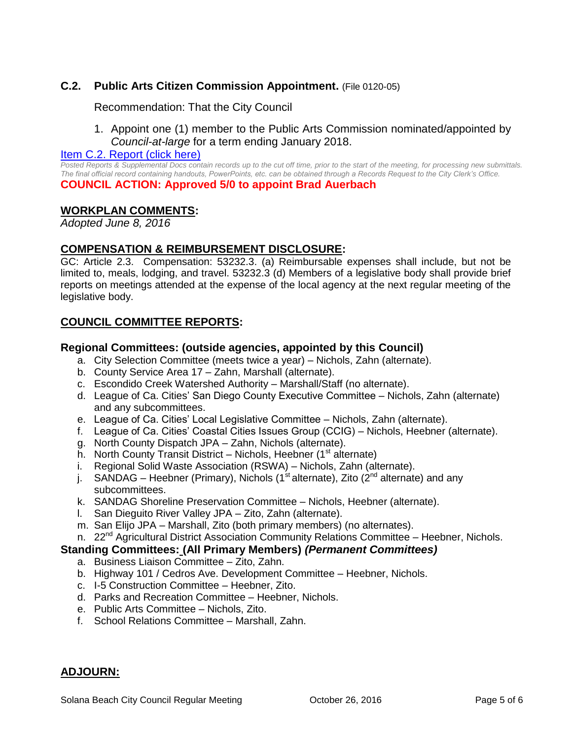### C.2. Public Arts Citizen Commission Appointment. (File 0120-05)

Recommendation: That the City Council

1. Appoint one (1) member to the Public Arts Commission nominated/appointed by *Council-at-large* for a term ending January 2018.

[Item C.2. Report (click here)]

*Posted Reports & Supplemental Docs contain records up to the cut off time, prior to the start of the meeting, for processing new submittals. The final official record containing handouts, PowerPoints, etc. can be obtained through a Records Request to the City Clerk's Office.*

**COUNCIL ACTION: Approved 5/0 to appoint Brad Auerbach**

## WORKPLAN COMMENTS:

*Adopted June 8, 2016*

## COMPENSATION & REIMBURSEMENT DISCLOSURE:

GC: Article 2.3. Compensation: 53232.3. (a) Reimbursable expenses shall include, but not be limited to, meals, lodging, and travel. 53232.3 (d) Members of a legislative body shall provide brief reports on meetings attended at the expense of the local agency at the next regular meeting of the legislative body.

## COUNCIL COMMITTEE REPORTS:

### Regional Committees: (outside agencies, appointed by this Council)

a. City Selection Committee (meets twice a year) – Nichols, Zahn (alternate).
b. County Service Area 17 – Zahn, Marshall (alternate).
c. Escondido Creek Watershed Authority – Marshall/Staff (no alternate).
d. League of Ca. Cities' San Diego County Executive Committee – Nichols, Zahn (alternate) and any subcommittees.
e. League of Ca. Cities' Local Legislative Committee – Nichols, Zahn (alternate).
f. League of Ca. Cities' Coastal Cities Issues Group (CCIG) – Nichols, Heebner (alternate).
g. North County Dispatch JPA – Zahn, Nichols (alternate).
h. North County Transit District – Nichols, Heebner (1st alternate)
i. Regional Solid Waste Association (RSWA) – Nichols, Zahn (alternate).
j. SANDAG – Heebner (Primary), Nichols (1st alternate), Zito (2nd alternate) and any subcommittees.
k. SANDAG Shoreline Preservation Committee – Nichols, Heebner (alternate).
l. San Dieguito River Valley JPA – Zito, Zahn (alternate).
m. San Elijo JPA – Marshall, Zito (both primary members) (no alternates).
n. 22nd Agricultural District Association Community Relations Committee – Heebner, Nichols.

### Standing Committees: (All Primary Members) *(Permanent Committees)*

a. Business Liaison Committee – Zito, Zahn.
b. Highway 101 / Cedros Ave. Development Committee – Heebner, Nichols.
c. I-5 Construction Committee – Heebner, Zito.
d. Parks and Recreation Committee – Heebner, Nichols.
e. Public Arts Committee – Nichols, Zito.
f. School Relations Committee – Marshall, Zahn.

## ADJOURN: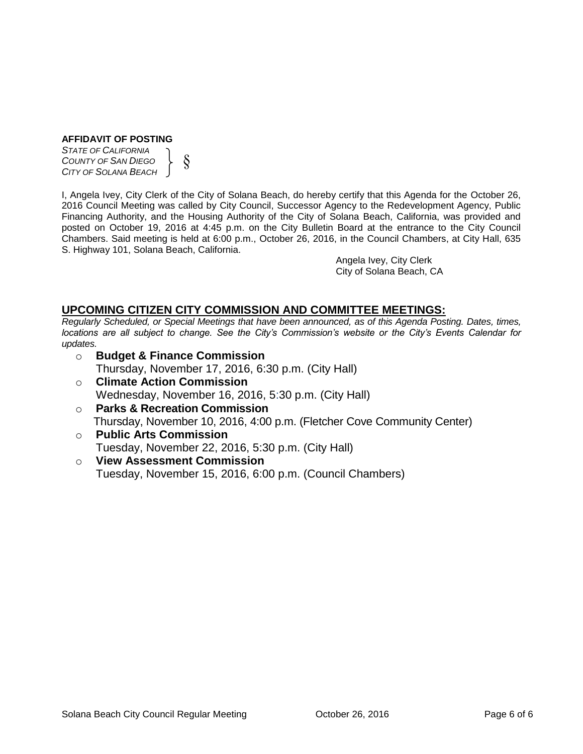**AFFIDAVIT OF POSTING**

*STATE OF CALIFORNIA*
*COUNTY OF SAN DIEGO* §
*CITY OF SOLANA BEACH*

I, Angela Ivey, City Clerk of the City of Solana Beach, do hereby certify that this Agenda for the October 26, 2016 Council Meeting was called by City Council, Successor Agency to the Redevelopment Agency, Public Financing Authority, and the Housing Authority of the City of Solana Beach, California, was provided and posted on October 19, 2016 at 4:45 p.m. on the City Bulletin Board at the entrance to the City Council Chambers. Said meeting is held at 6:00 p.m., October 26, 2016, in the Council Chambers, at City Hall, 635 S. Highway 101, Solana Beach, California.

Angela Ivey, City Clerk
City of Solana Beach, CA

## UPCOMING CITIZEN CITY COMMISSION AND COMMITTEE MEETINGS:

*Regularly Scheduled, or Special Meetings that have been announced, as of this Agenda Posting. Dates, times, locations are all subject to change. See the City's Commission's website or the City's Events Calendar for updates.*

- **Budget & Finance Commission**
  Thursday, November 17, 2016, 6:30 p.m. (City Hall)
- **Climate Action Commission**
  Wednesday, November 16, 2016, 5:30 p.m. (City Hall)
- **Parks & Recreation Commission**
  Thursday, November 10, 2016, 4:00 p.m. (Fletcher Cove Community Center)
- **Public Arts Commission**
  Tuesday, November 22, 2016, 5:30 p.m. (City Hall)
- **View Assessment Commission**
  Tuesday, November 15, 2016, 6:00 p.m. (Council Chambers)